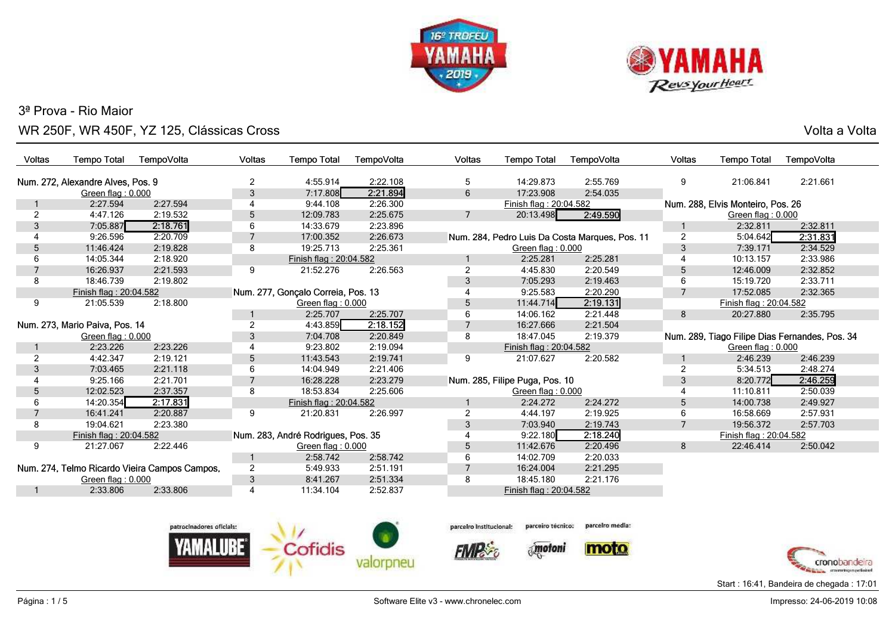# 3ª Prova - Rio Maior

## WR 250F, WR 450F, YZ 125, Clássicas Cross

Volta a Volta

### Num. 272, Alexandre Alves, Pos. 9

Green flag : 0.000

| Voltas | Tempo Total | TempoVolta |
|---|---|---|
| 1 | 2:27.594 | 2:27.594 |
| 2 | 4:47.126 | 2:19.532 |
| 3 | 7:05.887 | **2:18.761** |
| 4 | 9:26.596 | 2:20.709 |
| 5 | 11:46.424 | 2:19.828 |
| 6 | 14:05.344 | 2:18.920 |
| 7 | 16:26.937 | 2:21.593 |
| 8 | 18:46.739 | 2:19.802 |
| Finish flag : 20:04.582 | | |
| 9 | 21:05.539 | 2:18.800 |

### Num. 273, Mario Paiva, Pos. 14

Green flag : 0.000

| Voltas | Tempo Total | TempoVolta |
|---|---|---|
| 1 | 2:23.226 | 2:23.226 |
| 2 | 4:42.347 | 2:19.121 |
| 3 | 7:03.465 | 2:21.118 |
| 4 | 9:25.166 | 2:21.701 |
| 5 | 12:02.523 | 2:37.357 |
| 6 | 14:20.354 | **2:17.831** |
| 7 | 16:41.241 | 2:20.887 |
| 8 | 19:04.621 | 2:23.380 |
| Finish flag : 20:04.582 | | |
| 9 | 21:27.067 | 2:22.446 |

### Num. 274, Telmo Ricardo Vieira Campos Campos,

Green flag : 0.000

| Voltas | Tempo Total | TempoVolta |
|---|---|---|
| 1 | 2:33.806 | 2:33.806 |
| 2 | 4:55.914 | 2:22.108 |
| 3 | 7:17.808 | **2:21.894** |
| 4 | 9:44.108 | 2:26.300 |
| 5 | 12:09.783 | 2:25.675 |
| 6 | 14:33.679 | 2:23.896 |
| 7 | 17:00.352 | 2:26.673 |
| 8 | 19:25.713 | 2:25.361 |
| Finish flag : 20:04.582 | | |
| 9 | 21:52.276 | 2:26.563 |

### Num. 277, Gonçalo Correia, Pos. 13

Green flag : 0.000

| Voltas | Tempo Total | TempoVolta |
|---|---|---|
| 1 | 2:25.707 | 2:25.707 |
| 2 | 4:43.859 | **2:18.152** |
| 3 | 7:04.708 | 2:20.849 |
| 4 | 9:23.802 | 2:19.094 |
| 5 | 11:43.543 | 2:19.741 |
| 6 | 14:04.949 | 2:21.406 |
| 7 | 16:28.228 | 2:23.279 |
| 8 | 18:53.834 | 2:25.606 |
| Finish flag : 20:04.582 | | |
| 9 | 21:20.831 | 2:26.997 |

### Num. 283, André Rodrigues, Pos. 35

Green flag : 0.000

| Voltas | Tempo Total | TempoVolta |
|---|---|---|
| 1 | 2:58.742 | 2:58.742 |
| 2 | 5:49.933 | 2:51.191 |
| 3 | 8:41.267 | 2:51.334 |
| 4 | 11:34.104 | 2:52.837 |
| 5 | 14:29.873 | 2:55.769 |
| 6 | 17:23.908 | 2:54.035 |
| Finish flag : 20:04.582 | | |
| 7 | 20:13.498 | **2:49.590** |

### Num. 284, Pedro Luis Da Costa Marques, Pos. 11

Green flag : 0.000

| Voltas | Tempo Total | TempoVolta |
|---|---|---|
| 1 | 2:25.281 | 2:25.281 |
| 2 | 4:45.830 | 2:20.549 |
| 3 | 7:05.293 | 2:19.463 |
| 4 | 9:25.583 | 2:20.290 |
| 5 | 11:44.714 | **2:19.131** |
| 6 | 14:06.162 | 2:21.448 |
| 7 | 16:27.666 | 2:21.504 |
| 8 | 18:47.045 | 2:19.379 |
| Finish flag : 20:04.582 | | |
| 9 | 21:07.627 | 2:20.582 |

### Num. 285, Filipe Puga, Pos. 10

Green flag : 0.000

| Voltas | Tempo Total | TempoVolta |
|---|---|---|
| 1 | 2:24.272 | 2:24.272 |
| 2 | 4:44.197 | 2:19.925 |
| 3 | 7:03.940 | 2:19.743 |
| 4 | 9:22.180 | **2:18.240** |
| 5 | 11:42.676 | 2:20.496 |
| 6 | 14:02.709 | 2:20.033 |
| 7 | 16:24.004 | 2:21.295 |
| 8 | 18:45.180 | 2:21.176 |
| Finish flag : 20:04.582 | | |
| 9 | 21:06.841 | 2:21.661 |

### Num. 288, Elvis Monteiro, Pos. 26

Green flag : 0.000

| Voltas | Tempo Total | TempoVolta |
|---|---|---|
| 1 | 2:32.811 | 2:32.811 |
| 2 | 5:04.642 | **2:31.831** |
| 3 | 7:39.171 | 2:34.529 |
| 4 | 10:13.157 | 2:33.986 |
| 5 | 12:46.009 | 2:32.852 |
| 6 | 15:19.720 | 2:33.711 |
| 7 | 17:52.085 | 2:32.365 |
| Finish flag : 20:04.582 | | |
| 8 | 20:27.880 | 2:35.795 |

### Num. 289, Tiago Filipe Dias Fernandes, Pos. 34

Green flag : 0.000

| Voltas | Tempo Total | TempoVolta |
|---|---|---|
| 1 | 2:46.239 | 2:46.239 |
| 2 | 5:34.513 | 2:48.274 |
| 3 | 8:20.772 | **2:46.259** |
| 4 | 11:10.811 | 2:50.039 |
| 5 | 14:00.738 | 2:49.927 |
| 6 | 16:58.669 | 2:57.931 |
| 7 | 19:56.372 | 2:57.703 |
| Finish flag : 20:04.582 | | |
| 8 | 22:46.414 | 2:50.042 |

patrocinadores oficiais: YAMALUBE, Cofidis, valorpneu — parceiro institucional: FMP — parceiro técnico: motoni — parceiro media: moto

Start : 16:41, Bandeira de chegada : 17:01

Software Elite v3 - www.chronelec.com

Impresso: 24-06-2019 10:08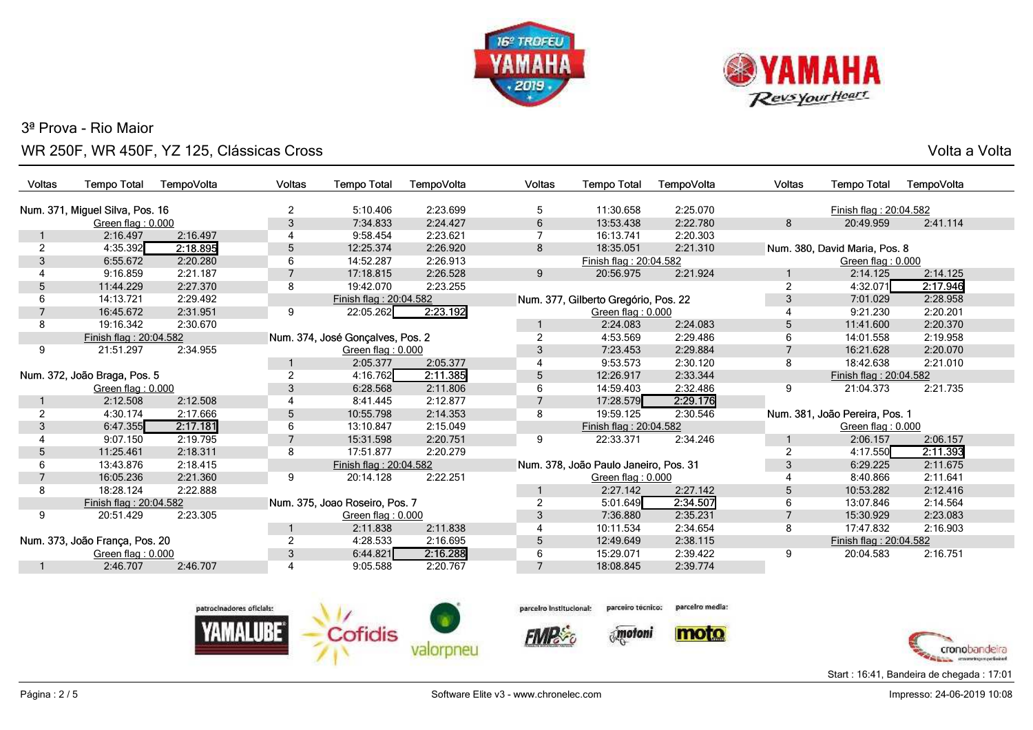## 3ª Prova - Rio Maior

## WR 250F, WR 450F, YZ 125, Clássicas Cross

Volta a Volta

### Num. 371, Miguel Silva, Pos. 16

Green flag : 0.000

| Voltas | Tempo Total | TempoVolta |
|---|---|---|
| 1 | 2:16.497 | 2:16.497 |
| 2 | 4:35.392 | **2:18.895** |
| 3 | 6:55.672 | 2:20.280 |
| 4 | 9:16.859 | 2:21.187 |
| 5 | 11:44.229 | 2:27.370 |
| 6 | 14:13.721 | 2:29.492 |
| 7 | 16:45.672 | 2:31.951 |
| 8 | 19:16.342 | 2:30.670 |
| | Finish flag : 20:04.582 | |
| 9 | 21:51.297 | 2:34.955 |

### Num. 372, João Braga, Pos. 5

Green flag : 0.000

| Voltas | Tempo Total | TempoVolta |
|---|---|---|
| 1 | 2:12.508 | 2:12.508 |
| 2 | 4:30.174 | 2:17.666 |
| 3 | 6:47.355 | **2:17.181** |
| 4 | 9:07.150 | 2:19.795 |
| 5 | 11:25.461 | 2:18.311 |
| 6 | 13:43.876 | 2:18.415 |
| 7 | 16:05.236 | 2:21.360 |
| 8 | 18:28.124 | 2:22.888 |
| | Finish flag : 20:04.582 | |
| 9 | 20:51.429 | 2:23.305 |

### Num. 373, João França, Pos. 20

Green flag : 0.000

| Voltas | Tempo Total | TempoVolta |
|---|---|---|
| 1 | 2:46.707 | 2:46.707 |
| 2 | 5:10.406 | 2:23.699 |
| 3 | 7:34.833 | 2:24.427 |
| 4 | 9:58.454 | 2:23.621 |
| 5 | 12:25.374 | 2:26.920 |
| 6 | 14:52.287 | 2:26.913 |
| 7 | 17:18.815 | 2:26.528 |
| 8 | 19:42.070 | 2:23.255 |
| | Finish flag : 20:04.582 | |
| 9 | 22:05.262 | **2:23.192** |

### Num. 374, José Gonçalves, Pos. 2

Green flag : 0.000

| Voltas | Tempo Total | TempoVolta |
|---|---|---|
| 1 | 2:05.377 | 2:05.377 |
| 2 | 4:16.762 | **2:11.385** |
| 3 | 6:28.568 | 2:11.806 |
| 4 | 8:41.445 | 2:12.877 |
| 5 | 10:55.798 | 2:14.353 |
| 6 | 13:10.847 | 2:15.049 |
| 7 | 15:31.598 | 2:20.751 |
| 8 | 17:51.877 | 2:20.279 |
| | Finish flag : 20:04.582 | |
| 9 | 20:14.128 | 2:22.251 |

### Num. 375, Joao Roseiro, Pos. 7

Green flag : 0.000

| Voltas | Tempo Total | TempoVolta |
|---|---|---|
| 1 | 2:11.838 | 2:11.838 |
| 2 | 4:28.533 | 2:16.695 |
| 3 | 6:44.821 | **2:16.288** |
| 4 | 9:05.588 | 2:20.767 |
| 5 | 11:30.658 | 2:25.070 |
| 6 | 13:53.438 | 2:22.780 |
| 7 | 16:13.741 | 2:20.303 |
| 8 | 18:35.051 | 2:21.310 |
| | Finish flag : 20:04.582 | |
| 9 | 20:56.975 | 2:21.924 |

### Num. 377, Gilberto Gregório, Pos. 22

Green flag : 0.000

| Voltas | Tempo Total | TempoVolta |
|---|---|---|
| 1 | 2:24.083 | 2:24.083 |
| 2 | 4:53.569 | 2:29.486 |
| 3 | 7:23.453 | 2:29.884 |
| 4 | 9:53.573 | 2:30.120 |
| 5 | 12:26.917 | 2:33.344 |
| 6 | 14:59.403 | 2:32.486 |
| 7 | 17:28.579 | **2:29.176** |
| 8 | 19:59.125 | 2:30.546 |
| | Finish flag : 20:04.582 | |
| 9 | 22:33.371 | 2:34.246 |

### Num. 378, João Paulo Janeiro, Pos. 31

Green flag : 0.000

| Voltas | Tempo Total | TempoVolta |
|---|---|---|
| 1 | 2:27.142 | 2:27.142 |
| 2 | 5:01.649 | **2:34.507** |
| 3 | 7:36.880 | 2:35.231 |
| 4 | 10:11.534 | 2:34.654 |
| 5 | 12:49.649 | 2:38.115 |
| 6 | 15:29.071 | 2:39.422 |
| 7 | 18:08.845 | 2:39.774 |
| | Finish flag : 20:04.582 | |
| 8 | 20:49.959 | 2:41.114 |

### Num. 380, David Maria, Pos. 8

Green flag : 0.000

| Voltas | Tempo Total | TempoVolta |
|---|---|---|
| 1 | 2:14.125 | 2:14.125 |
| 2 | 4:32.071 | **2:17.946** |
| 3 | 7:01.029 | 2:28.958 |
| 4 | 9:21.230 | 2:20.201 |
| 5 | 11:41.600 | 2:20.370 |
| 6 | 14:01.558 | 2:19.958 |
| 7 | 16:21.628 | 2:20.070 |
| 8 | 18:42.638 | 2:21.010 |
| | Finish flag : 20:04.582 | |
| 9 | 21:04.373 | 2:21.735 |

### Num. 381, João Pereira, Pos. 1

Green flag : 0.000

| Voltas | Tempo Total | TempoVolta |
|---|---|---|
| 1 | 2:06.157 | 2:06.157 |
| 2 | 4:17.550 | **2:11.393** |
| 3 | 6:29.225 | 2:11.675 |
| 4 | 8:40.866 | 2:11.641 |
| 5 | 10:53.282 | 2:12.416 |
| 6 | 13:07.846 | 2:14.564 |
| 7 | 15:30.929 | 2:23.083 |
| 8 | 17:47.832 | 2:16.903 |
| | Finish flag : 20:04.582 | |
| 9 | 20:04.583 | 2:16.751 |

patrocinadores oficiais: YAMALUBE, Cofidis, valorpneu — parceiro institucional: FMP — parceiro técnico: motoni — parceiro media: moto

Start : 16:41, Bandeira de chegada : 17:01

Software Elite v3 - www.chronelec.com — Impresso: 24-06-2019 10:08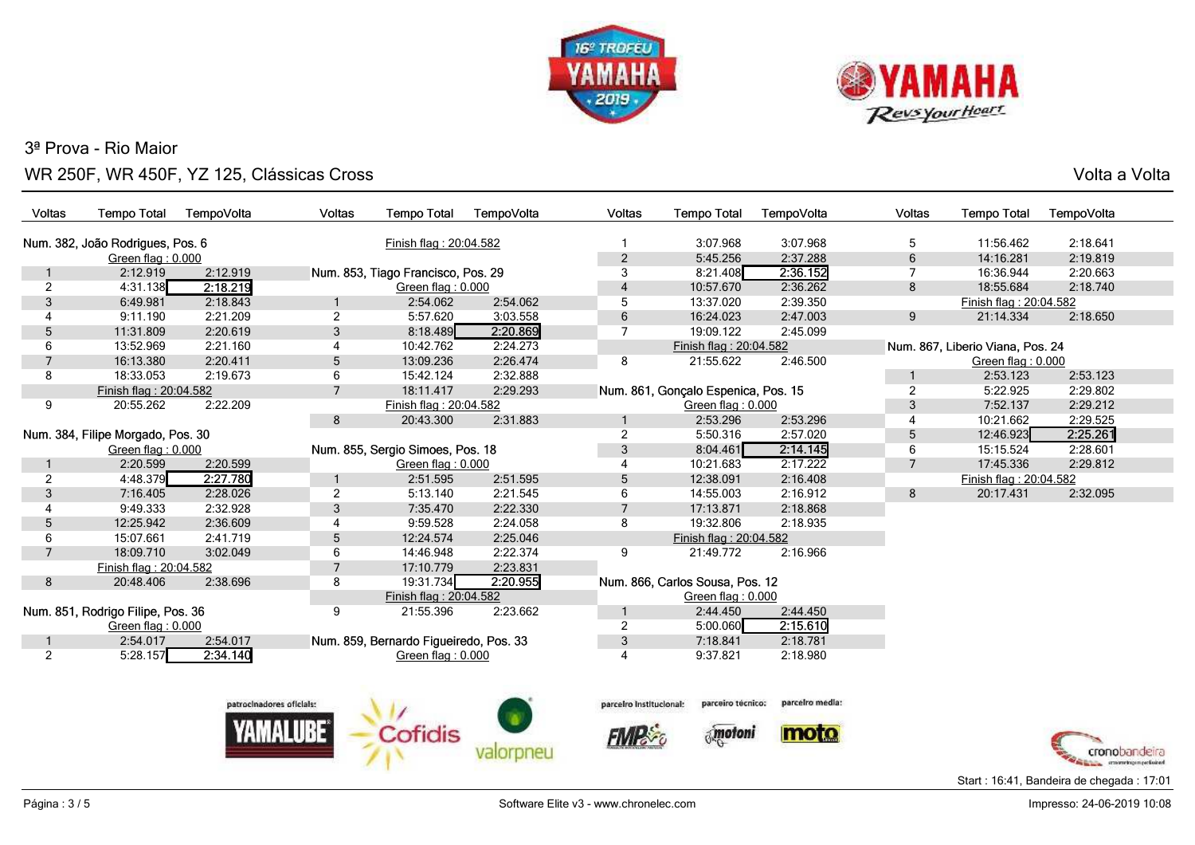3ª Prova - Rio Maior

WR 250F, WR 450F, YZ 125, Clássicas Cross

Volta a Volta

**Num. 382, João Rodrigues, Pos. 6**

Green flag : 0.000

| Voltas | Tempo Total | TempoVolta |
|---|---|---|
| 1 | 2:12.919 | 2:12.919 |
| 2 | 4:31.138 | 2:18.219 |
| 3 | 6:49.981 | 2:18.843 |
| 4 | 9:11.190 | 2:21.209 |
| 5 | 11:31.809 | 2:20.619 |
| 6 | 13:52.969 | 2:21.160 |
| 7 | 16:13.380 | 2:20.411 |
| 8 | 18:33.053 | 2:19.673 |
| Finish flag : 20:04.582 | | |
| 9 | 20:55.262 | 2:22.209 |

**Num. 384, Filipe Morgado, Pos. 30**

Green flag : 0.000

| Voltas | Tempo Total | TempoVolta |
|---|---|---|
| 1 | 2:20.599 | 2:20.599 |
| 2 | 4:48.379 | 2:27.780 |
| 3 | 7:16.405 | 2:28.026 |
| 4 | 9:49.333 | 2:32.928 |
| 5 | 12:25.942 | 2:36.609 |
| 6 | 15:07.661 | 2:41.719 |
| 7 | 18:09.710 | 3:02.049 |
| Finish flag : 20:04.582 | | |
| 8 | 20:48.406 | 2:38.696 |

**Num. 851, Rodrigo Filipe, Pos. 36**

Green flag : 0.000

| Voltas | Tempo Total | TempoVolta |
|---|---|---|
| 1 | 2:54.017 | 2:54.017 |
| 2 | 5:28.157 | 2:34.140 |
| Finish flag : 20:04.582 | | |

**Num. 853, Tiago Francisco, Pos. 29**

Green flag : 0.000

| Voltas | Tempo Total | TempoVolta |
|---|---|---|
| 1 | 2:54.062 | 2:54.062 |
| 2 | 5:57.620 | 3:03.558 |
| 3 | 8:18.489 | 2:20.869 |
| 4 | 10:42.762 | 2:24.273 |
| 5 | 13:09.236 | 2:26.474 |
| 6 | 15:42.124 | 2:32.888 |
| 7 | 18:11.417 | 2:29.293 |
| Finish flag : 20:04.582 | | |
| 8 | 20:43.300 | 2:31.883 |

**Num. 855, Sergio Simoes, Pos. 18**

Green flag : 0.000

| Voltas | Tempo Total | TempoVolta |
|---|---|---|
| 1 | 2:51.595 | 2:51.595 |
| 2 | 5:13.140 | 2:21.545 |
| 3 | 7:35.470 | 2:22.330 |
| 4 | 9:59.528 | 2:24.058 |
| 5 | 12:24.574 | 2:25.046 |
| 6 | 14:46.948 | 2:22.374 |
| 7 | 17:10.779 | 2:23.831 |
| 8 | 19:31.734 | 2:20.955 |
| Finish flag : 20:04.582 | | |
| 9 | 21:55.396 | 2:23.662 |

**Num. 859, Bernardo Figueiredo, Pos. 33**

Green flag : 0.000

| Voltas | Tempo Total | TempoVolta |
|---|---|---|
| 1 | 3:07.968 | 3:07.968 |
| 2 | 5:45.256 | 2:37.288 |
| 3 | 8:21.408 | 2:36.152 |
| 4 | 10:57.670 | 2:36.262 |
| 5 | 13:37.020 | 2:39.350 |
| 6 | 16:24.023 | 2:47.003 |
| 7 | 19:09.122 | 2:45.099 |
| Finish flag : 20:04.582 | | |
| 8 | 21:55.622 | 2:46.500 |

**Num. 861, Gonçalo Espenica, Pos. 15**

Green flag : 0.000

| Voltas | Tempo Total | TempoVolta |
|---|---|---|
| 1 | 2:53.296 | 2:53.296 |
| 2 | 5:50.316 | 2:57.020 |
| 3 | 8:04.461 | 2:14.145 |
| 4 | 10:21.683 | 2:17.222 |
| 5 | 12:38.091 | 2:16.408 |
| 6 | 14:55.003 | 2:16.912 |
| 7 | 17:13.871 | 2:18.868 |
| 8 | 19:32.806 | 2:18.935 |
| Finish flag : 20:04.582 | | |
| 9 | 21:49.772 | 2:16.966 |

**Num. 866, Carlos Sousa, Pos. 12**

Green flag : 0.000

| Voltas | Tempo Total | TempoVolta |
|---|---|---|
| 1 | 2:44.450 | 2:44.450 |
| 2 | 5:00.060 | 2:15.610 |
| 3 | 7:18.841 | 2:18.781 |
| 4 | 9:37.821 | 2:18.980 |
| 5 | 11:56.462 | 2:18.641 |
| 6 | 14:16.281 | 2:19.819 |
| 7 | 16:36.944 | 2:20.663 |
| 8 | 18:55.684 | 2:18.740 |
| Finish flag : 20:04.582 | | |
| 9 | 21:14.334 | 2:18.650 |

**Num. 867, Liberio Viana, Pos. 24**

Green flag : 0.000

| Voltas | Tempo Total | TempoVolta |
|---|---|---|
| 1 | 2:53.123 | 2:53.123 |
| 2 | 5:22.925 | 2:29.802 |
| 3 | 7:52.137 | 2:29.212 |
| 4 | 10:21.662 | 2:29.525 |
| 5 | 12:46.923 | 2:25.261 |
| 6 | 15:15.524 | 2:28.601 |
| 7 | 17:45.336 | 2:29.812 |
| Finish flag : 20:04.582 | | |
| 8 | 20:17.431 | 2:32.095 |

patrocinadores oficiais: YAMALUBE, Cofidis, valorpneu — parceiro institucional: FMP — parceiro técnico: motoni — parceiro media: moto

Start : 16:41, Bandeira de chegada : 17:01

Software Elite v3 - www.chronelec.com

Impresso: 24-06-2019 10:08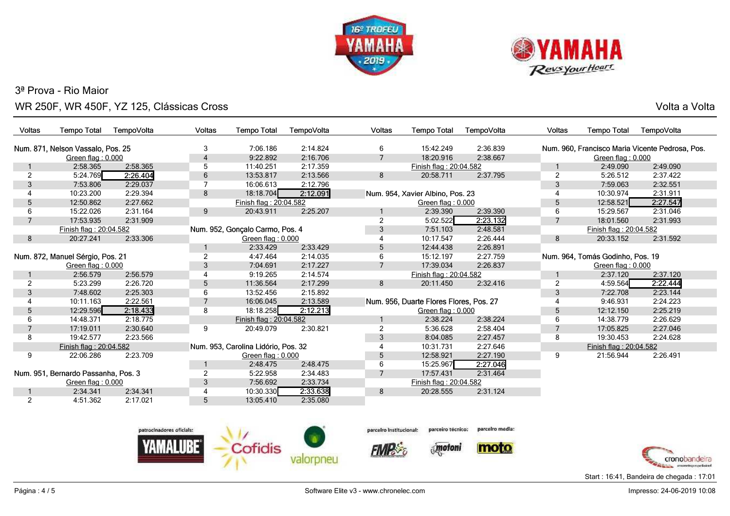3ª Prova - Rio Maior

WR 250F, WR 450F, YZ 125, Clássicas Cross

Volta a Volta

### Num. 871, Nelson Vassalo, Pos. 25

| Voltas | Tempo Total | TempoVolta |
|---|---|---|
| | Green flag : 0.000 | |
| 1 | 2:58.365 | 2:58.365 |
| 2 | 5:24.769 | **2:26.404** |
| 3 | 7:53.806 | 2:29.037 |
| 4 | 10:23.200 | 2:29.394 |
| 5 | 12:50.862 | 2:27.662 |
| 6 | 15:22.026 | 2:31.164 |
| 7 | 17:53.935 | 2:31.909 |
| | Finish flag : 20:04.582 | |
| 8 | 20:27.241 | 2:33.306 |

### Num. 872, Manuel Sérgio, Pos. 21

| Voltas | Tempo Total | TempoVolta |
|---|---|---|
| | Green flag : 0.000 | |
| 1 | 2:56.579 | 2:56.579 |
| 2 | 5:23.299 | 2:26.720 |
| 3 | 7:48.602 | 2:25.303 |
| 4 | 10:11.163 | 2:22.561 |
| 5 | 12:29.596 | **2:18.433** |
| 6 | 14:48.371 | 2:18.775 |
| 7 | 17:19.011 | 2:30.640 |
| 8 | 19:42.577 | 2:23.566 |
| | Finish flag : 20:04.582 | |
| 9 | 22:06.286 | 2:23.709 |

### Num. 951, Bernardo Passanha, Pos. 3

| Voltas | Tempo Total | TempoVolta |
|---|---|---|
| | Green flag : 0.000 | |
| 1 | 2:34.341 | 2:34.341 |
| 2 | 4:51.362 | 2:17.021 |
| 3 | 7:06.186 | 2:14.824 |
| 4 | 9:22.892 | 2:16.706 |
| 5 | 11:40.251 | 2:17.359 |
| 6 | 13:53.817 | 2:13.566 |
| 7 | 16:06.613 | 2:12.796 |
| 8 | 18:18.704 | **2:12.091** |
| | Finish flag : 20:04.582 | |
| 9 | 20:43.911 | 2:25.207 |

### Num. 952, Gonçalo Carmo, Pos. 4

| Voltas | Tempo Total | TempoVolta |
|---|---|---|
| | Green flag : 0.000 | |
| 1 | 2:33.429 | 2:33.429 |
| 2 | 4:47.464 | 2:14.035 |
| 3 | 7:04.691 | 2:17.227 |
| 4 | 9:19.265 | 2:14.574 |
| 5 | 11:36.564 | 2:17.299 |
| 6 | 13:52.456 | 2:15.892 |
| 7 | 16:06.045 | 2:13.589 |
| 8 | 18:18.258 | **2:12.213** |
| | Finish flag : 20:04.582 | |
| 9 | 20:49.079 | 2:30.821 |

### Num. 953, Carolina Lidório, Pos. 32

| Voltas | Tempo Total | TempoVolta |
|---|---|---|
| | Green flag : 0.000 | |
| 1 | 2:48.475 | 2:48.475 |
| 2 | 5:22.958 | 2:34.483 |
| 3 | 7:56.692 | 2:33.734 |
| 4 | 10:30.330 | **2:33.638** |
| 5 | 13:05.410 | 2:35.080 |
| 6 | 15:42.249 | 2:36.839 |
| 7 | 18:20.916 | 2:38.667 |
| | Finish flag : 20:04.582 | |
| 8 | 20:58.711 | 2:37.795 |

### Num. 954, Xavier Albino, Pos. 23

| Voltas | Tempo Total | TempoVolta |
|---|---|---|
| | Green flag : 0.000 | |
| 1 | 2:39.390 | 2:39.390 |
| 2 | 5:02.522 | **2:23.132** |
| 3 | 7:51.103 | 2:48.581 |
| 4 | 10:17.547 | 2:26.444 |
| 5 | 12:44.438 | 2:26.891 |
| 6 | 15:12.197 | 2:27.759 |
| 7 | 17:39.034 | 2:26.837 |
| | Finish flag : 20:04.582 | |
| 8 | 20:11.450 | 2:32.416 |

### Num. 956, Duarte Flores Flores, Pos. 27

| Voltas | Tempo Total | TempoVolta |
|---|---|---|
| | Green flag : 0.000 | |
| 1 | 2:38.224 | 2:38.224 |
| 2 | 5:36.628 | 2:58.404 |
| 3 | 8:04.085 | 2:27.457 |
| 4 | 10:31.731 | 2:27.646 |
| 5 | 12:58.921 | 2:27.190 |
| 6 | 15:25.967 | **2:27.046** |
| 7 | 17:57.431 | 2:31.464 |
| | Finish flag : 20:04.582 | |
| 8 | 20:28.555 | 2:31.124 |

### Num. 960, Francisco Maria Vicente Pedrosa, Pos.

| Voltas | Tempo Total | TempoVolta |
|---|---|---|
| | Green flag : 0.000 | |
| 1 | 2:49.090 | 2:49.090 |
| 2 | 5:26.512 | 2:37.422 |
| 3 | 7:59.063 | 2:32.551 |
| 4 | 10:30.974 | 2:31.911 |
| 5 | 12:58.521 | **2:27.547** |
| 6 | 15:29.567 | 2:31.046 |
| 7 | 18:01.560 | 2:31.993 |
| | Finish flag : 20:04.582 | |
| 8 | 20:33.152 | 2:31.592 |

### Num. 964, Tomás Godinho, Pos. 19

| Voltas | Tempo Total | TempoVolta |
|---|---|---|
| | Green flag : 0.000 | |
| 1 | 2:37.120 | 2:37.120 |
| 2 | 4:59.564 | **2:22.444** |
| 3 | 7:22.708 | 2:23.144 |
| 4 | 9:46.931 | 2:24.223 |
| 5 | 12:12.150 | 2:25.219 |
| 6 | 14:38.779 | 2:26.629 |
| 7 | 17:05.825 | 2:27.046 |
| 8 | 19:30.453 | 2:24.628 |
| | Finish flag : 20:04.582 | |
| 9 | 21:56.944 | 2:26.491 |

Start : 16:41, Bandeira de chegada : 17:01

Software Elite v3 - www.chronelec.com

Impresso: 24-06-2019 10:08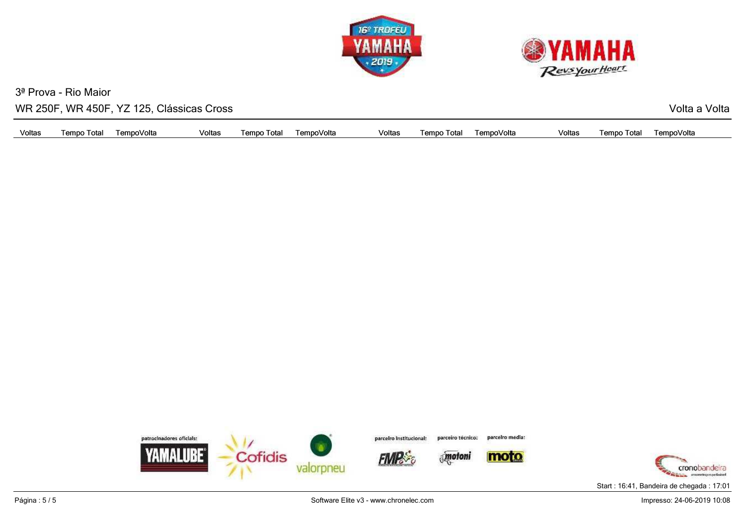3ª Prova - Rio Maior

WR 250F, WR 450F, YZ 125, Clássicas Cross

Volta a Volta

| Voltas | Tempo Total | TempoVolta | Voltas | Tempo Total | TempoVolta | Voltas | Tempo Total | TempoVolta | Voltas | Tempo Total | TempoVolta |
|---|---|---|---|---|---|---|---|---|---|---|---|

patrocinadores oficiais: YAMALUBE Cofidis valorpneu

parceiro institucional: FMP

parceiro técnico: motoni

parceiro media: moto

cronobandeira

Start : 16:41, Bandeira de chegada : 17:01

Software Elite v3 - www.chronelec.com

Impresso: 24-06-2019 10:08